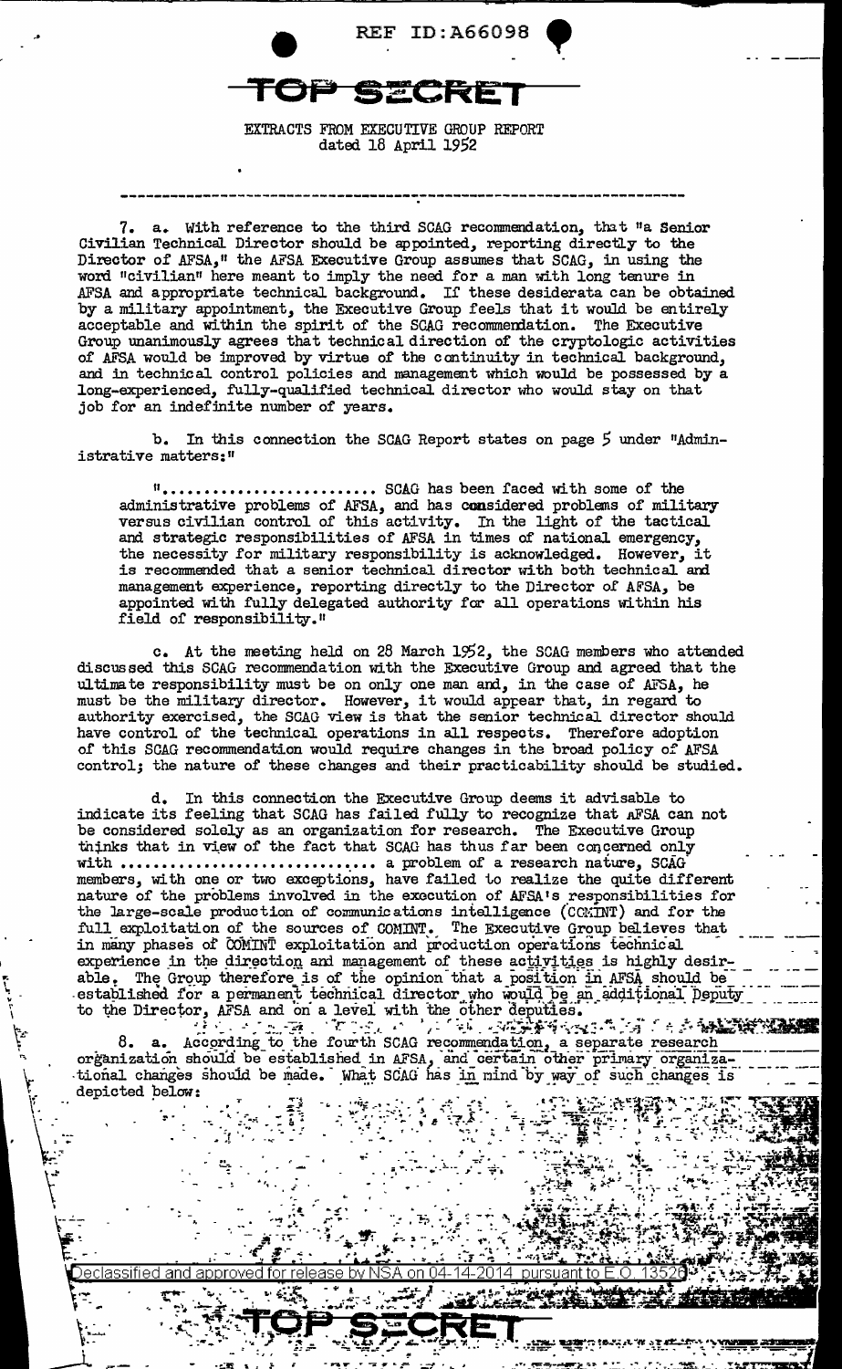REF ID:A66098

TOP SECRET

EXTRACTS FROM EXECUTIVE GROUP REPORT
dated 18 April 1952

---

7. a. With reference to the third SCAG recommendation, that "a Senior Civilian Technical Director should be appointed, reporting directly to the Director of AFSA," the AFSA Executive Group assumes that SCAG, in using the word "civilian" here meant to imply the need for a man with long tenure in AFSA and appropriate technical background. If these desiderata can be obtained by a military appointment, the Executive Group feels that it would be entirely acceptable and within the spirit of the SCAG recommendation. The Executive Group unanimously agrees that technical direction of the cryptologic activities of AFSA would be improved by virtue of the continuity in technical background, and in technical control policies and management which would be possessed by a long-experienced, fully-qualified technical director who would stay on that job for an indefinite number of years.

b. In this connection the SCAG Report states on page 5 under "Administrative matters:"

"......................... SCAG has been faced with some of the administrative problems of AFSA, and has considered problems of military versus civilian control of this activity. In the light of the tactical and strategic responsibilities of AFSA in times of national emergency, the necessity for military responsibility is acknowledged. However, it is recommended that a senior technical director with both technical and management experience, reporting directly to the Director of AFSA, be appointed with fully delegated authority for all operations within his field of responsibility."

c. At the meeting held on 28 March 1952, the SCAG members who attended discussed this SCAG recommendation with the Executive Group and agreed that the ultimate responsibility must be on only one man and, in the case of AFSA, he must be the military director. However, it would appear that, in regard to authority exercised, the SCAG view is that the senior technical director should have control of the technical operations in all respects. Therefore adoption of this SCAG recommendation would require changes in the broad policy of AFSA control; the nature of these changes and their practicability should be studied.

d. In this connection the Executive Group deems it advisable to indicate its feeling that SCAG has failed fully to recognize that AFSA can not be considered solely as an organization for research. The Executive Group thinks that in view of the fact that SCAG has thus far been concerned only with .............................. a problem of a research nature, SCAG members, with one or two exceptions, have failed to realize the quite different nature of the problems involved in the execution of AFSA's responsibilities for the large-scale production of communications intelligence (COMINT) and for the full exploitation of the sources of COMINT. The Executive Group believes that in many phases of COMINT exploitation and production operations technical experience in the direction and management of these activities is highly desirable. The Group therefore is of the opinion that a position in AFSA should be established for a permanent technical director who would be an additional Deputy to the Director, AFSA and on a level with the other deputies.

8. a. According to the fourth SCAG recommendation, a separate research organization should be established in AFSA, and certain other primary organizational changes should be made. What SCAG has in mind by way of such changes is depicted below:

Declassified and approved for release by NSA on 04-14-2014 pursuant to E.O. 13526

TOP SECRET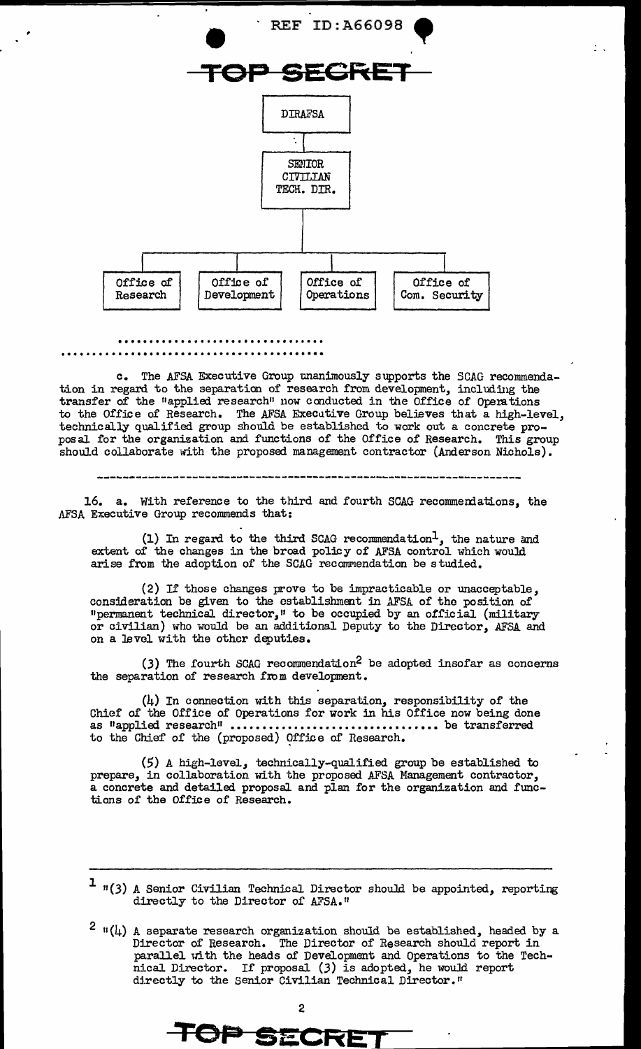REF ID:A66098

TOP SECRET

DIRAFSA

SENIOR CIVILIAN TECH. DIR.

Office of Research

Office of Development

Office of Operations

Office of Com. Security

..................................
..........................................

c. The AFSA Executive Group unanimously supports the SCAG recommendation in regard to the separation of research from development, including the transfer of the "applied research" now conducted in the Office of Operations to the Office of Research. The AFSA Executive Group believes that a high-level, technically qualified group should be established to work out a concrete proposal for the organization and functions of the Office of Research. This group should collaborate with the proposed management contractor (Anderson Nichols).

---

16. a. With reference to the third and fourth SCAG recommendations, the AFSA Executive Group recommends that:

(1) In regard to the third SCAG recommendation[1], the nature and extent of the changes in the broad policy of AFSA control which would arise from the adoption of the SCAG recommendation be studied.

(2) If those changes prove to be impracticable or unacceptable, consideration be given to the establishment in AFSA of the position of "permanent technical director," to be occupied by an official (military or civilian) who would be an additional Deputy to the Director, AFSA and on a level with the other deputies.

(3) The fourth SCAG recommendation[2] be adopted insofar as concerns the separation of research from development.

(4) In connection with this separation, responsibility of the Chief of the Office of Operations for work in his Office now being done as "applied research" ................................ be transferred to the Chief of the (proposed) Office of Research.

(5) A high-level, technically-qualified group be established to prepare, in collaboration with the proposed AFSA Management contractor, a concrete and detailed proposal and plan for the organization and functions of the Office of Research.

---

[1] "(3) A Senior Civilian Technical Director should be appointed, reporting directly to the Director of AFSA."

[2] "(4) A separate research organization should be established, headed by a Director of Research. The Director of Research should report in parallel with the heads of Development and Operations to the Technical Director. If proposal (3) is adopted, he would report directly to the Senior Civilian Technical Director."

TOP SECRET